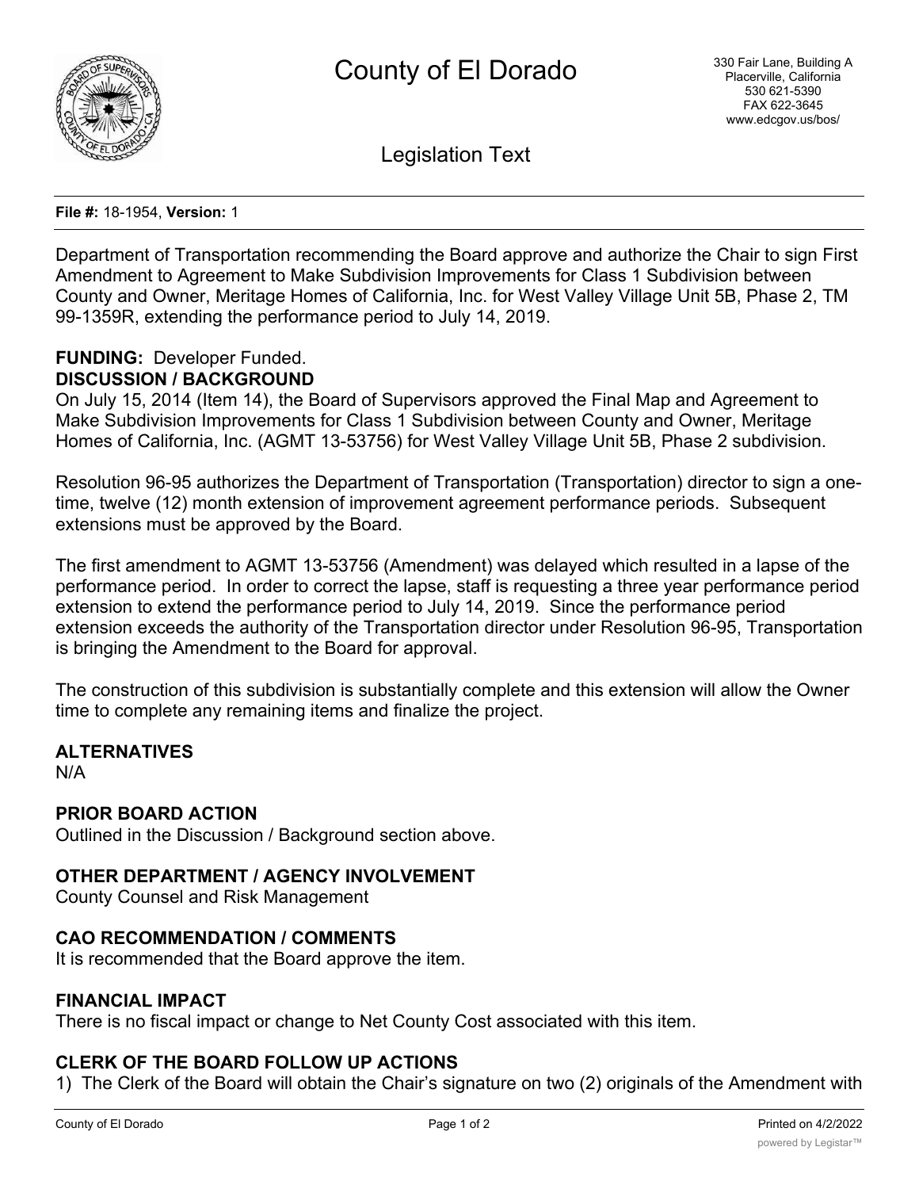# County of El Dorado

330 Fair Lane, Building A
Placerville, California
530 621-5390
FAX 622-3645
www.edcgov.us/bos/

## Legislation Text

**File #:** 18-1954, **Version:** 1

Department of Transportation recommending the Board approve and authorize the Chair to sign First Amendment to Agreement to Make Subdivision Improvements for Class 1 Subdivision between County and Owner, Meritage Homes of California, Inc. for West Valley Village Unit 5B, Phase 2, TM 99-1359R, extending the performance period to July 14, 2019.

**FUNDING:** Developer Funded.

**DISCUSSION / BACKGROUND**

On July 15, 2014 (Item 14), the Board of Supervisors approved the Final Map and Agreement to Make Subdivision Improvements for Class 1 Subdivision between County and Owner, Meritage Homes of California, Inc. (AGMT 13-53756) for West Valley Village Unit 5B, Phase 2 subdivision.

Resolution 96-95 authorizes the Department of Transportation (Transportation) director to sign a one-time, twelve (12) month extension of improvement agreement performance periods. Subsequent extensions must be approved by the Board.

The first amendment to AGMT 13-53756 (Amendment) was delayed which resulted in a lapse of the performance period. In order to correct the lapse, staff is requesting a three year performance period extension to extend the performance period to July 14, 2019. Since the performance period extension exceeds the authority of the Transportation director under Resolution 96-95, Transportation is bringing the Amendment to the Board for approval.

The construction of this subdivision is substantially complete and this extension will allow the Owner time to complete any remaining items and finalize the project.

**ALTERNATIVES**

N/A

**PRIOR BOARD ACTION**

Outlined in the Discussion / Background section above.

**OTHER DEPARTMENT / AGENCY INVOLVEMENT**

County Counsel and Risk Management

**CAO RECOMMENDATION / COMMENTS**

It is recommended that the Board approve the item.

**FINANCIAL IMPACT**

There is no fiscal impact or change to Net County Cost associated with this item.

**CLERK OF THE BOARD FOLLOW UP ACTIONS**

1) The Clerk of the Board will obtain the Chair's signature on two (2) originals of the Amendment with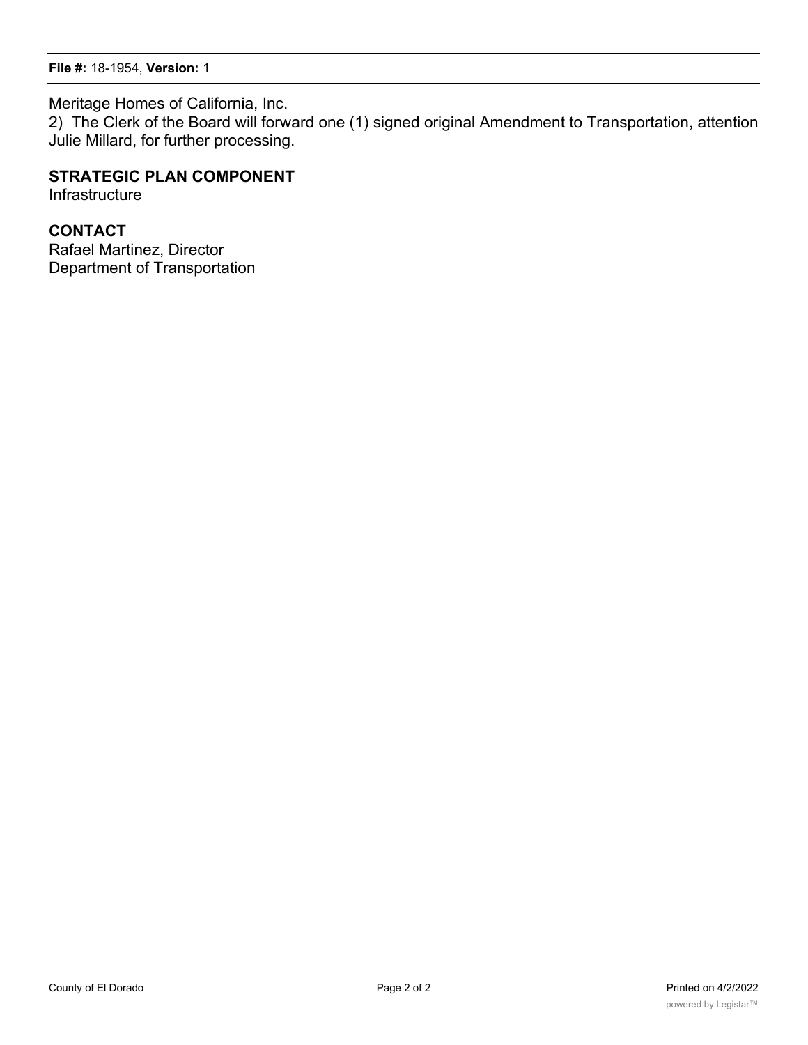Meritage Homes of California, Inc.
2) The Clerk of the Board will forward one (1) signed original Amendment to Transportation, attention Julie Millard, for further processing.

**STRATEGIC PLAN COMPONENT**
Infrastructure

**CONTACT**
Rafael Martinez, Director
Department of Transportation